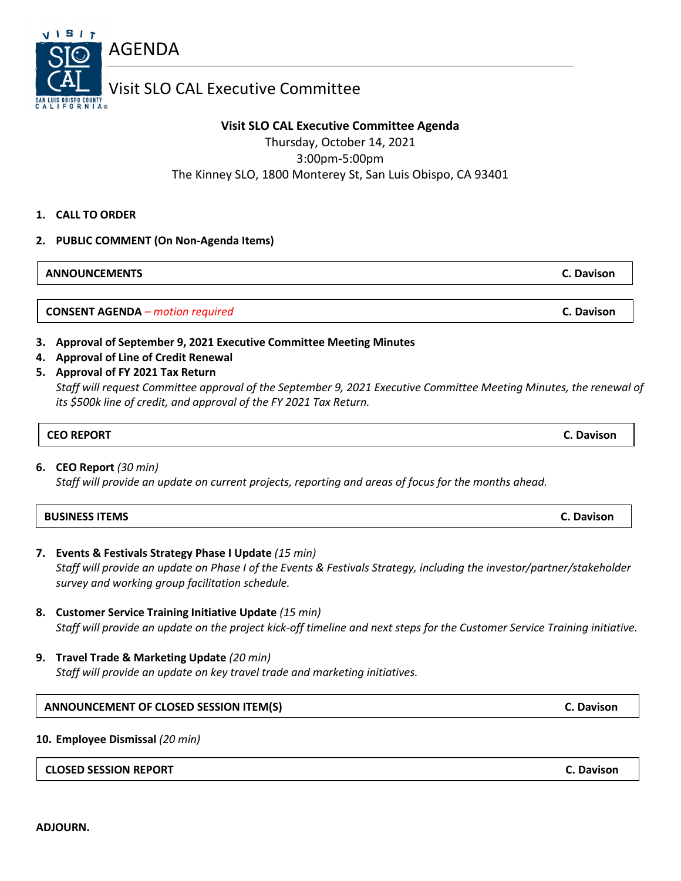# AGENDA

## Visit SLO CAL Executive Committee

**Visit SLO CAL Executive Committee Agenda**
Thursday, October 14, 2021
3:00pm-5:00pm
The Kinney SLO, 1800 Monterey St, San Luis Obispo, CA 93401

1. **CALL TO ORDER**

2. **PUBLIC COMMENT (On Non-Agenda Items)**

| **ANNOUNCEMENTS** | **C. Davison** |
|---|---|

| **CONSENT AGENDA** – *motion required* | **C. Davison** |
|---|---|

3. **Approval of September 9, 2021 Executive Committee Meeting Minutes**
4. **Approval of Line of Credit Renewal**
5. **Approval of FY 2021 Tax Return**
   *Staff will request Committee approval of the September 9, 2021 Executive Committee Meeting Minutes, the renewal of its $500k line of credit, and approval of the FY 2021 Tax Return.*

| **CEO REPORT** | **C. Davison** |
|---|---|

6. **CEO Report** *(30 min)*
   *Staff will provide an update on current projects, reporting and areas of focus for the months ahead.*

| **BUSINESS ITEMS** | **C. Davison** |
|---|---|

7. **Events & Festivals Strategy Phase I Update** *(15 min)*
   *Staff will provide an update on Phase I of the Events & Festivals Strategy, including the investor/partner/stakeholder survey and working group facilitation schedule.*

8. **Customer Service Training Initiative Update** *(15 min)*
   *Staff will provide an update on the project kick-off timeline and next steps for the Customer Service Training initiative.*

9. **Travel Trade & Marketing Update** *(20 min)*
   *Staff will provide an update on key travel trade and marketing initiatives.*

| **ANNOUNCEMENT OF CLOSED SESSION ITEM(S)** | **C. Davison** |
|---|---|

10. **Employee Dismissal** *(20 min)*

| **CLOSED SESSION REPORT** | **C. Davison** |
|---|---|

**ADJOURN.**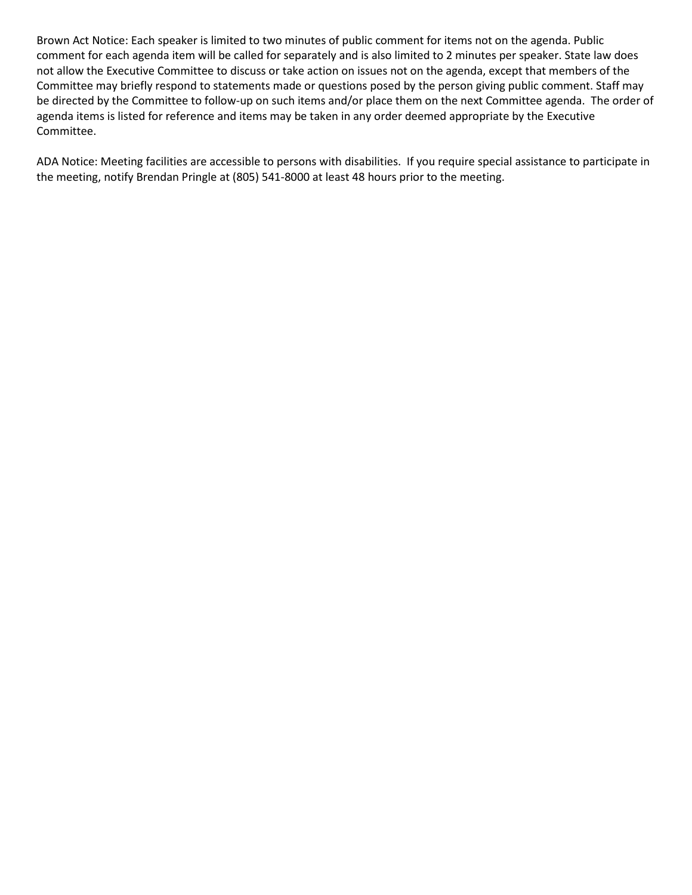Brown Act Notice: Each speaker is limited to two minutes of public comment for items not on the agenda. Public comment for each agenda item will be called for separately and is also limited to 2 minutes per speaker. State law does not allow the Executive Committee to discuss or take action on issues not on the agenda, except that members of the Committee may briefly respond to statements made or questions posed by the person giving public comment. Staff may be directed by the Committee to follow-up on such items and/or place them on the next Committee agenda. The order of agenda items is listed for reference and items may be taken in any order deemed appropriate by the Executive Committee.

ADA Notice: Meeting facilities are accessible to persons with disabilities. If you require special assistance to participate in the meeting, notify Brendan Pringle at (805) 541-8000 at least 48 hours prior to the meeting.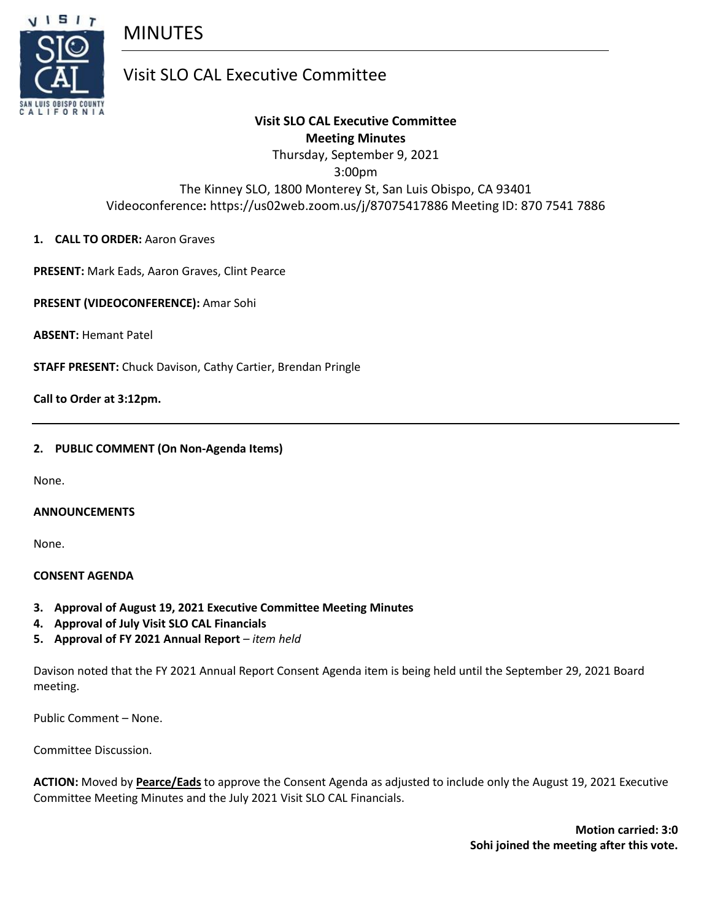# MINUTES

## Visit SLO CAL Executive Committee

**Visit SLO CAL Executive Committee**
**Meeting Minutes**
Thursday, September 9, 2021
3:00pm
The Kinney SLO, 1800 Monterey St, San Luis Obispo, CA 93401
Videoconference**:** https://us02web.zoom.us/j/87075417886 Meeting ID: 870 7541 7886

**1. CALL TO ORDER:** Aaron Graves

**PRESENT:** Mark Eads, Aaron Graves, Clint Pearce

**PRESENT (VIDEOCONFERENCE):** Amar Sohi

**ABSENT:** Hemant Patel

**STAFF PRESENT:** Chuck Davison, Cathy Cartier, Brendan Pringle

**Call to Order at 3:12pm.**

---

**2. PUBLIC COMMENT (On Non-Agenda Items)**

None.

**ANNOUNCEMENTS**

None.

**CONSENT AGENDA**

**3. Approval of August 19, 2021 Executive Committee Meeting Minutes**
**4. Approval of July Visit SLO CAL Financials**
**5. Approval of FY 2021 Annual Report** – *item held*

Davison noted that the FY 2021 Annual Report Consent Agenda item is being held until the September 29, 2021 Board meeting.

Public Comment – None.

Committee Discussion.

**ACTION:** Moved by **Pearce/Eads** to approve the Consent Agenda as adjusted to include only the August 19, 2021 Executive Committee Meeting Minutes and the July 2021 Visit SLO CAL Financials.

**Motion carried: 3:0**
**Sohi joined the meeting after this vote.**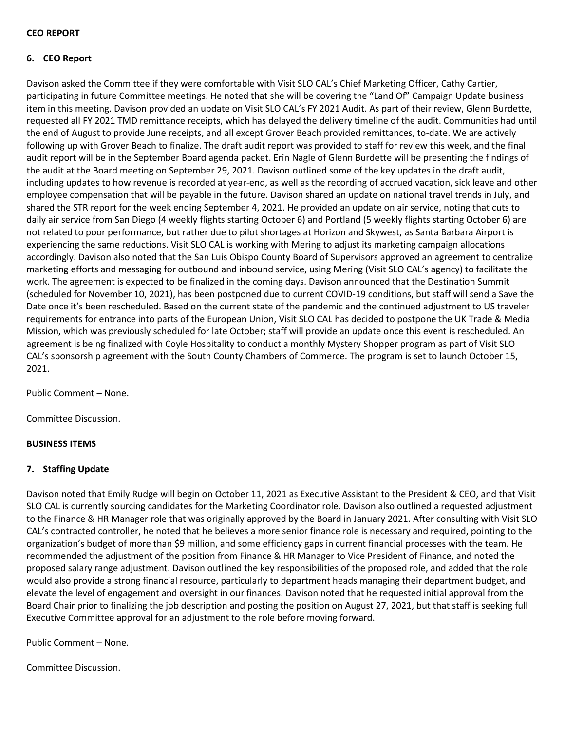**CEO REPORT**

**6. CEO Report**

Davison asked the Committee if they were comfortable with Visit SLO CAL's Chief Marketing Officer, Cathy Cartier, participating in future Committee meetings. He noted that she will be covering the "Land Of" Campaign Update business item in this meeting. Davison provided an update on Visit SLO CAL's FY 2021 Audit. As part of their review, Glenn Burdette, requested all FY 2021 TMD remittance receipts, which has delayed the delivery timeline of the audit. Communities had until the end of August to provide June receipts, and all except Grover Beach provided remittances, to-date. We are actively following up with Grover Beach to finalize. The draft audit report was provided to staff for review this week, and the final audit report will be in the September Board agenda packet. Erin Nagle of Glenn Burdette will be presenting the findings of the audit at the Board meeting on September 29, 2021. Davison outlined some of the key updates in the draft audit, including updates to how revenue is recorded at year-end, as well as the recording of accrued vacation, sick leave and other employee compensation that will be payable in the future. Davison shared an update on national travel trends in July, and shared the STR report for the week ending September 4, 2021. He provided an update on air service, noting that cuts to daily air service from San Diego (4 weekly flights starting October 6) and Portland (5 weekly flights starting October 6) are not related to poor performance, but rather due to pilot shortages at Horizon and Skywest, as Santa Barbara Airport is experiencing the same reductions. Visit SLO CAL is working with Mering to adjust its marketing campaign allocations accordingly. Davison also noted that the San Luis Obispo County Board of Supervisors approved an agreement to centralize marketing efforts and messaging for outbound and inbound service, using Mering (Visit SLO CAL's agency) to facilitate the work. The agreement is expected to be finalized in the coming days. Davison announced that the Destination Summit (scheduled for November 10, 2021), has been postponed due to current COVID-19 conditions, but staff will send a Save the Date once it's been rescheduled. Based on the current state of the pandemic and the continued adjustment to US traveler requirements for entrance into parts of the European Union, Visit SLO CAL has decided to postpone the UK Trade & Media Mission, which was previously scheduled for late October; staff will provide an update once this event is rescheduled. An agreement is being finalized with Coyle Hospitality to conduct a monthly Mystery Shopper program as part of Visit SLO CAL's sponsorship agreement with the South County Chambers of Commerce. The program is set to launch October 15, 2021.

Public Comment – None.

Committee Discussion.

**BUSINESS ITEMS**

**7. Staffing Update**

Davison noted that Emily Rudge will begin on October 11, 2021 as Executive Assistant to the President & CEO, and that Visit SLO CAL is currently sourcing candidates for the Marketing Coordinator role. Davison also outlined a requested adjustment to the Finance & HR Manager role that was originally approved by the Board in January 2021. After consulting with Visit SLO CAL's contracted controller, he noted that he believes a more senior finance role is necessary and required, pointing to the organization's budget of more than $9 million, and some efficiency gaps in current financial processes with the team. He recommended the adjustment of the position from Finance & HR Manager to Vice President of Finance, and noted the proposed salary range adjustment. Davison outlined the key responsibilities of the proposed role, and added that the role would also provide a strong financial resource, particularly to department heads managing their department budget, and elevate the level of engagement and oversight in our finances. Davison noted that he requested initial approval from the Board Chair prior to finalizing the job description and posting the position on August 27, 2021, but that staff is seeking full Executive Committee approval for an adjustment to the role before moving forward.

Public Comment – None.

Committee Discussion.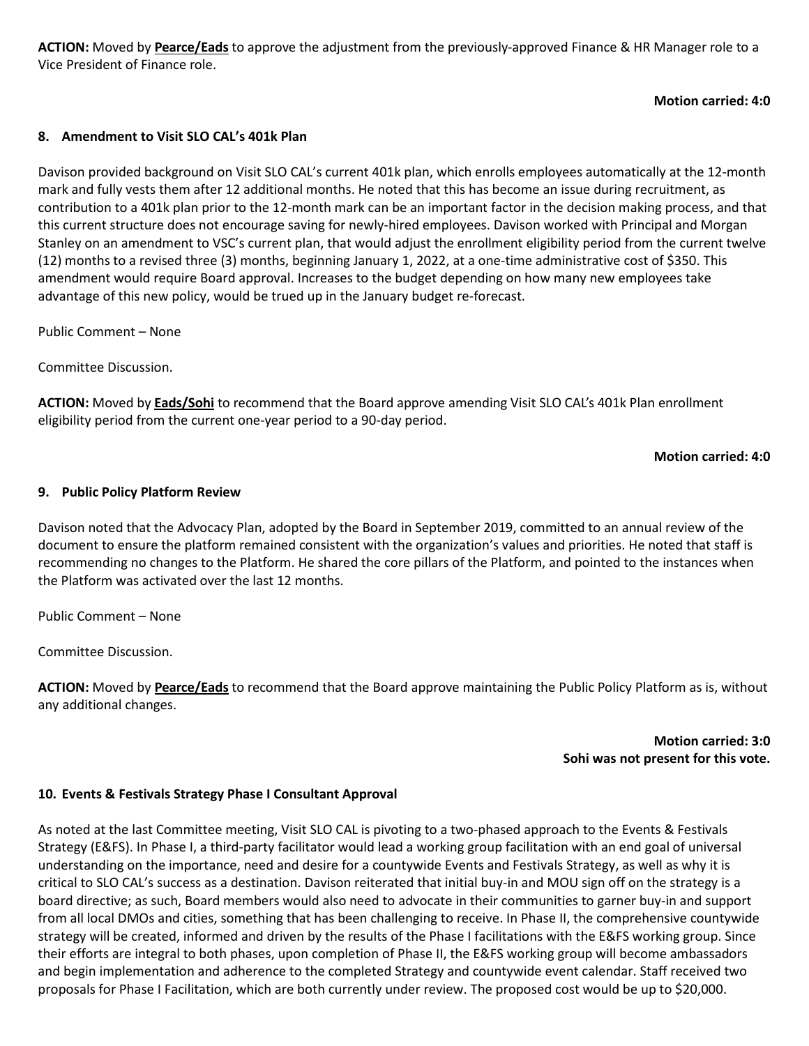**ACTION:** Moved by **Pearce/Eads** to approve the adjustment from the previously-approved Finance & HR Manager role to a Vice President of Finance role.

**Motion carried: 4:0**

**8. Amendment to Visit SLO CAL's 401k Plan**

Davison provided background on Visit SLO CAL's current 401k plan, which enrolls employees automatically at the 12-month mark and fully vests them after 12 additional months. He noted that this has become an issue during recruitment, as contribution to a 401k plan prior to the 12-month mark can be an important factor in the decision making process, and that this current structure does not encourage saving for newly-hired employees. Davison worked with Principal and Morgan Stanley on an amendment to VSC's current plan, that would adjust the enrollment eligibility period from the current twelve (12) months to a revised three (3) months, beginning January 1, 2022, at a one-time administrative cost of $350. This amendment would require Board approval. Increases to the budget depending on how many new employees take advantage of this new policy, would be trued up in the January budget re-forecast.

Public Comment – None

Committee Discussion.

**ACTION:** Moved by **Eads/Sohi** to recommend that the Board approve amending Visit SLO CAL's 401k Plan enrollment eligibility period from the current one-year period to a 90-day period.

**Motion carried: 4:0**

**9. Public Policy Platform Review**

Davison noted that the Advocacy Plan, adopted by the Board in September 2019, committed to an annual review of the document to ensure the platform remained consistent with the organization's values and priorities. He noted that staff is recommending no changes to the Platform. He shared the core pillars of the Platform, and pointed to the instances when the Platform was activated over the last 12 months.

Public Comment – None

Committee Discussion.

**ACTION:** Moved by **Pearce/Eads** to recommend that the Board approve maintaining the Public Policy Platform as is, without any additional changes.

**Motion carried: 3:0**
**Sohi was not present for this vote.**

**10. Events & Festivals Strategy Phase I Consultant Approval**

As noted at the last Committee meeting, Visit SLO CAL is pivoting to a two-phased approach to the Events & Festivals Strategy (E&FS). In Phase I, a third-party facilitator would lead a working group facilitation with an end goal of universal understanding on the importance, need and desire for a countywide Events and Festivals Strategy, as well as why it is critical to SLO CAL's success as a destination. Davison reiterated that initial buy-in and MOU sign off on the strategy is a board directive; as such, Board members would also need to advocate in their communities to garner buy-in and support from all local DMOs and cities, something that has been challenging to receive. In Phase II, the comprehensive countywide strategy will be created, informed and driven by the results of the Phase I facilitations with the E&FS working group. Since their efforts are integral to both phases, upon completion of Phase II, the E&FS working group will become ambassadors and begin implementation and adherence to the completed Strategy and countywide event calendar. Staff received two proposals for Phase I Facilitation, which are both currently under review. The proposed cost would be up to $20,000.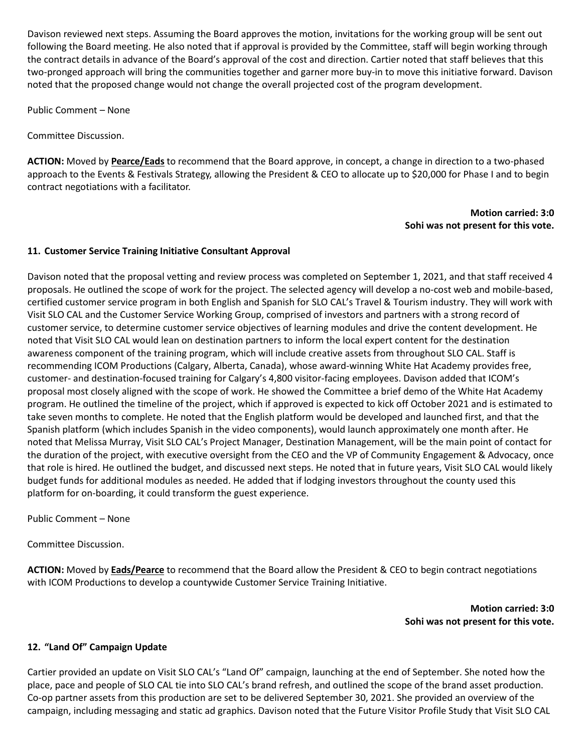Davison reviewed next steps. Assuming the Board approves the motion, invitations for the working group will be sent out following the Board meeting. He also noted that if approval is provided by the Committee, staff will begin working through the contract details in advance of the Board's approval of the cost and direction. Cartier noted that staff believes that this two-pronged approach will bring the communities together and garner more buy-in to move this initiative forward. Davison noted that the proposed change would not change the overall projected cost of the program development.

Public Comment – None

Committee Discussion.

**ACTION:** Moved by **Pearce/Eads** to recommend that the Board approve, in concept, a change in direction to a two-phased approach to the Events & Festivals Strategy, allowing the President & CEO to allocate up to $20,000 for Phase I and to begin contract negotiations with a facilitator.

**Motion carried: 3:0**
**Sohi was not present for this vote.**

### 11. Customer Service Training Initiative Consultant Approval

Davison noted that the proposal vetting and review process was completed on September 1, 2021, and that staff received 4 proposals. He outlined the scope of work for the project. The selected agency will develop a no-cost web and mobile-based, certified customer service program in both English and Spanish for SLO CAL's Travel & Tourism industry. They will work with Visit SLO CAL and the Customer Service Working Group, comprised of investors and partners with a strong record of customer service, to determine customer service objectives of learning modules and drive the content development. He noted that Visit SLO CAL would lean on destination partners to inform the local expert content for the destination awareness component of the training program, which will include creative assets from throughout SLO CAL. Staff is recommending ICOM Productions (Calgary, Alberta, Canada), whose award-winning White Hat Academy provides free, customer- and destination-focused training for Calgary's 4,800 visitor-facing employees. Davison added that ICOM's proposal most closely aligned with the scope of work. He showed the Committee a brief demo of the White Hat Academy program. He outlined the timeline of the project, which if approved is expected to kick off October 2021 and is estimated to take seven months to complete. He noted that the English platform would be developed and launched first, and that the Spanish platform (which includes Spanish in the video components), would launch approximately one month after. He noted that Melissa Murray, Visit SLO CAL's Project Manager, Destination Management, will be the main point of contact for the duration of the project, with executive oversight from the CEO and the VP of Community Engagement & Advocacy, once that role is hired. He outlined the budget, and discussed next steps. He noted that in future years, Visit SLO CAL would likely budget funds for additional modules as needed. He added that if lodging investors throughout the county used this platform for on-boarding, it could transform the guest experience.

Public Comment – None

Committee Discussion.

**ACTION:** Moved by **Eads/Pearce** to recommend that the Board allow the President & CEO to begin contract negotiations with ICOM Productions to develop a countywide Customer Service Training Initiative.

**Motion carried: 3:0**
**Sohi was not present for this vote.**

### 12. "Land Of" Campaign Update

Cartier provided an update on Visit SLO CAL's "Land Of" campaign, launching at the end of September. She noted how the place, pace and people of SLO CAL tie into SLO CAL's brand refresh, and outlined the scope of the brand asset production. Co-op partner assets from this production are set to be delivered September 30, 2021. She provided an overview of the campaign, including messaging and static ad graphics. Davison noted that the Future Visitor Profile Study that Visit SLO CAL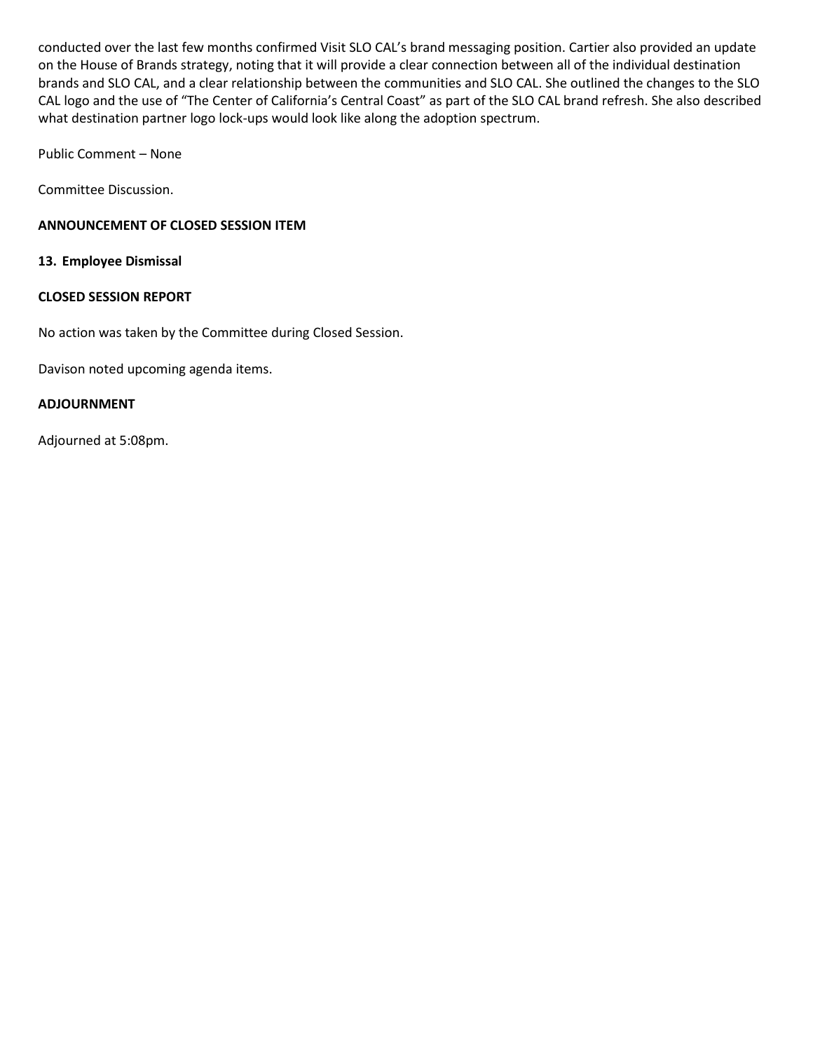conducted over the last few months confirmed Visit SLO CAL's brand messaging position. Cartier also provided an update on the House of Brands strategy, noting that it will provide a clear connection between all of the individual destination brands and SLO CAL, and a clear relationship between the communities and SLO CAL. She outlined the changes to the SLO CAL logo and the use of "The Center of California's Central Coast" as part of the SLO CAL brand refresh. She also described what destination partner logo lock-ups would look like along the adoption spectrum.

Public Comment – None

Committee Discussion.

**ANNOUNCEMENT OF CLOSED SESSION ITEM**

**13. Employee Dismissal**

**CLOSED SESSION REPORT**

No action was taken by the Committee during Closed Session.

Davison noted upcoming agenda items.

**ADJOURNMENT**

Adjourned at 5:08pm.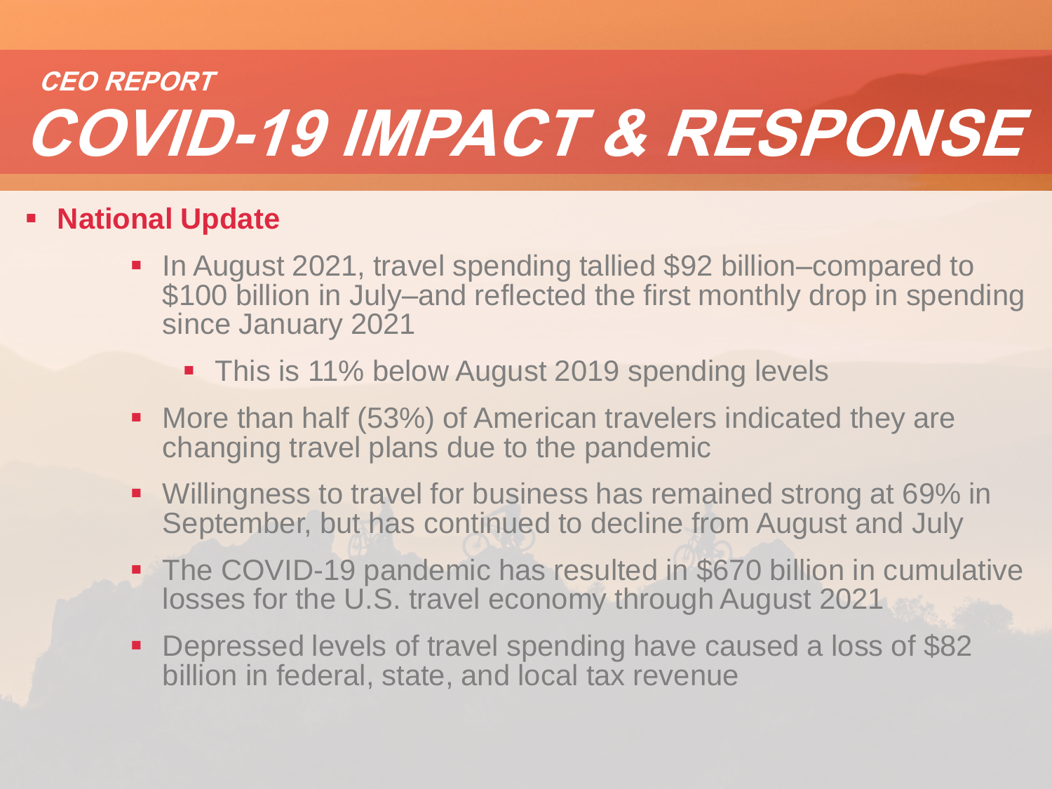CEO REPORT

# COVID-19 IMPACT & RESPONSE

- **National Update**
  - In August 2021, travel spending tallied $92 billion–compared to $100 billion in July–and reflected the first monthly drop in spending since January 2021
    - This is 11% below August 2019 spending levels
  - More than half (53%) of American travelers indicated they are changing travel plans due to the pandemic
  - Willingness to travel for business has remained strong at 69% in September, but has continued to decline from August and July
  - The COVID-19 pandemic has resulted in $670 billion in cumulative losses for the U.S. travel economy through August 2021
  - Depressed levels of travel spending have caused a loss of $82 billion in federal, state, and local tax revenue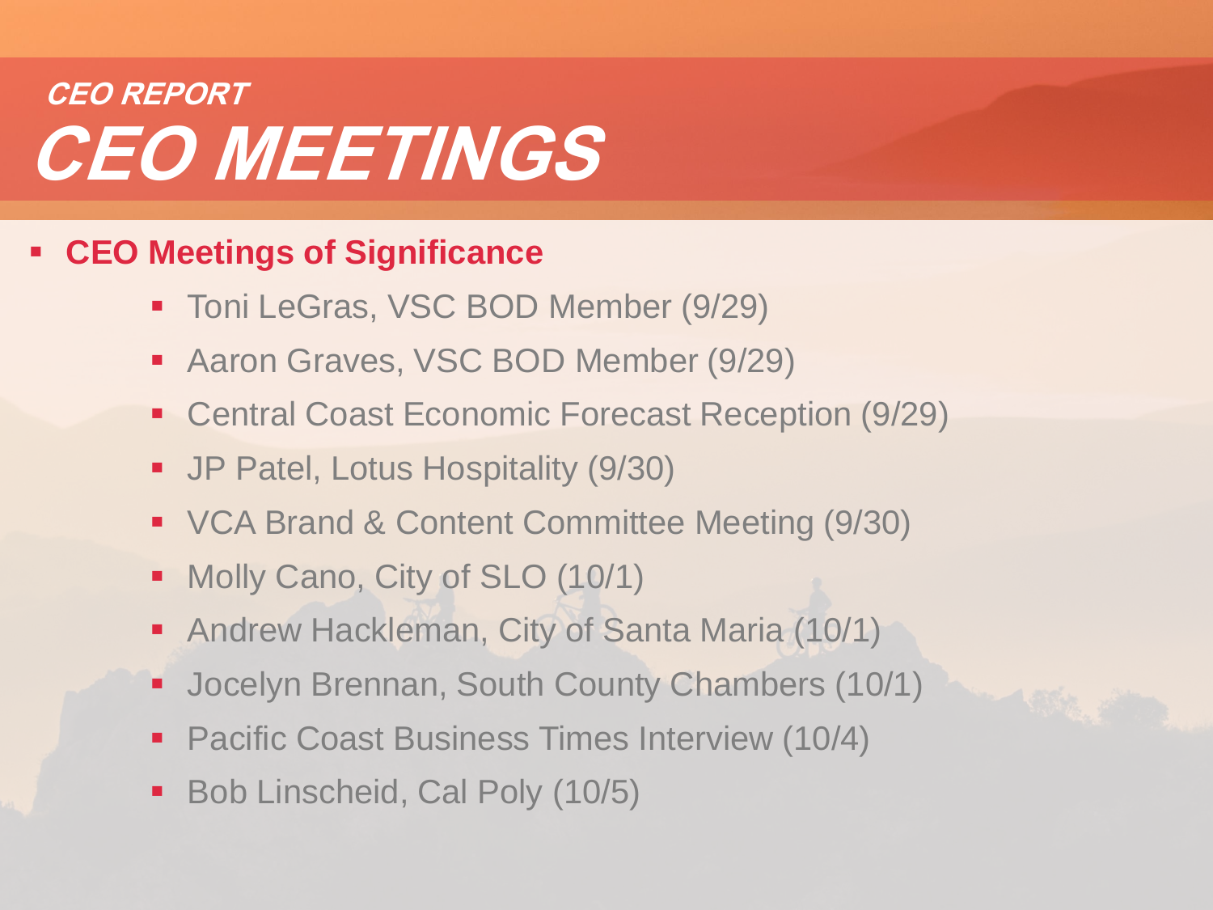## CEO REPORT

# CEO MEETINGS

- **CEO Meetings of Significance**
  - Toni LeGras, VSC BOD Member (9/29)
  - Aaron Graves, VSC BOD Member (9/29)
  - Central Coast Economic Forecast Reception (9/29)
  - JP Patel, Lotus Hospitality (9/30)
  - VCA Brand & Content Committee Meeting (9/30)
  - Molly Cano, City of SLO (10/1)
  - Andrew Hackleman, City of Santa Maria (10/1)
  - Jocelyn Brennan, South County Chambers (10/1)
  - Pacific Coast Business Times Interview (10/4)
  - Bob Linscheid, Cal Poly (10/5)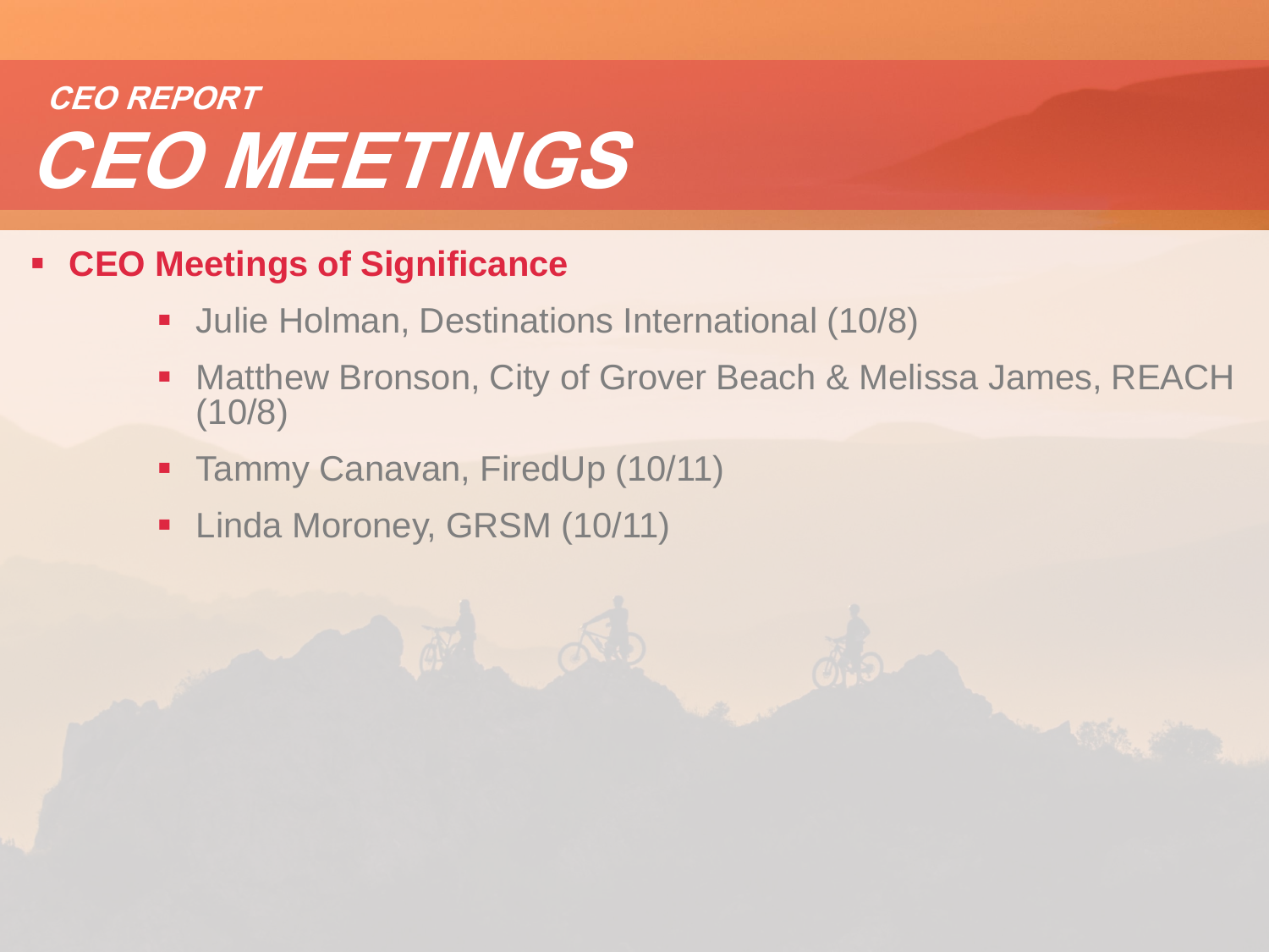## CEO REPORT

# CEO MEETINGS

- **CEO Meetings of Significance**
  - Julie Holman, Destinations International (10/8)
  - Matthew Bronson, City of Grover Beach & Melissa James, REACH (10/8)
  - Tammy Canavan, FiredUp (10/11)
  - Linda Moroney, GRSM (10/11)